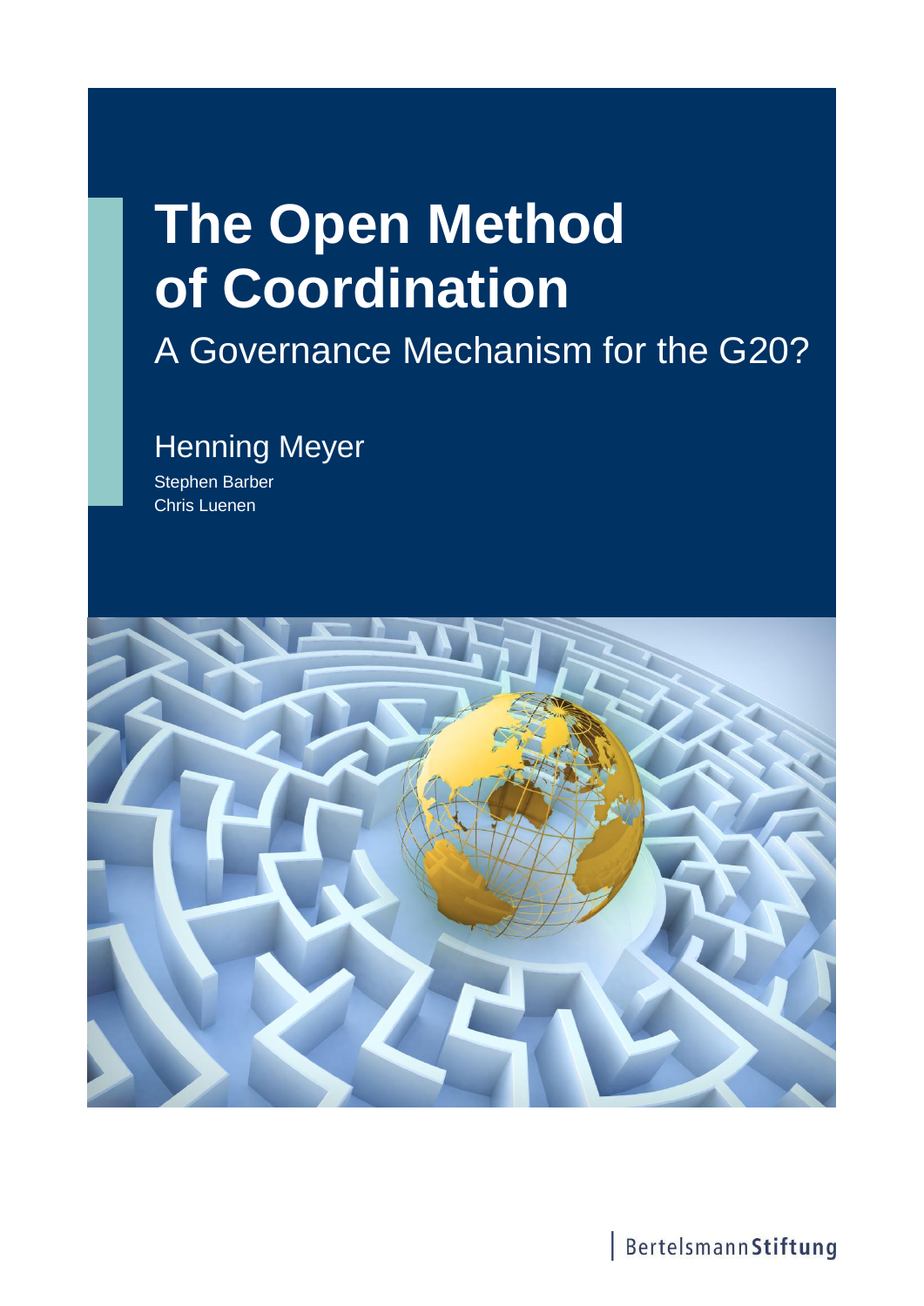# The Open Method of Coordination

## A Governance Mechanism for the G20?

Henning Meyer

Stephen Barber

Chris Luenen

BertelsmannStiftung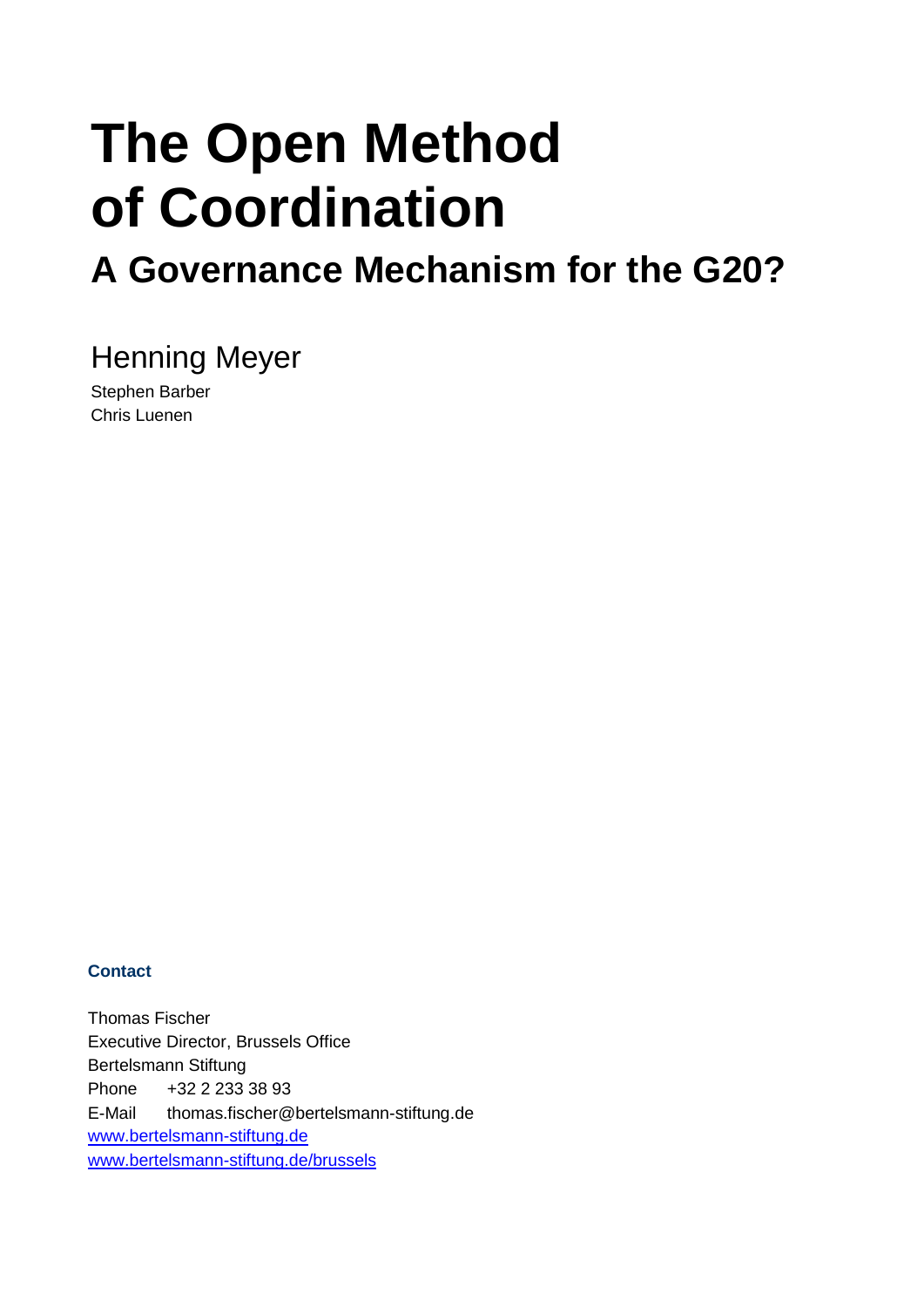# The Open Method of Coordination

## A Governance Mechanism for the G20?

Henning Meyer

Stephen Barber

Chris Luenen

**Contact**

Thomas Fischer
Executive Director, Brussels Office
Bertelsmann Stiftung
Phone +32 2 233 38 93
E-Mail thomas.fischer@bertelsmann-stiftung.de
www.bertelsmann-stiftung.de
www.bertelsmann-stiftung.de/brussels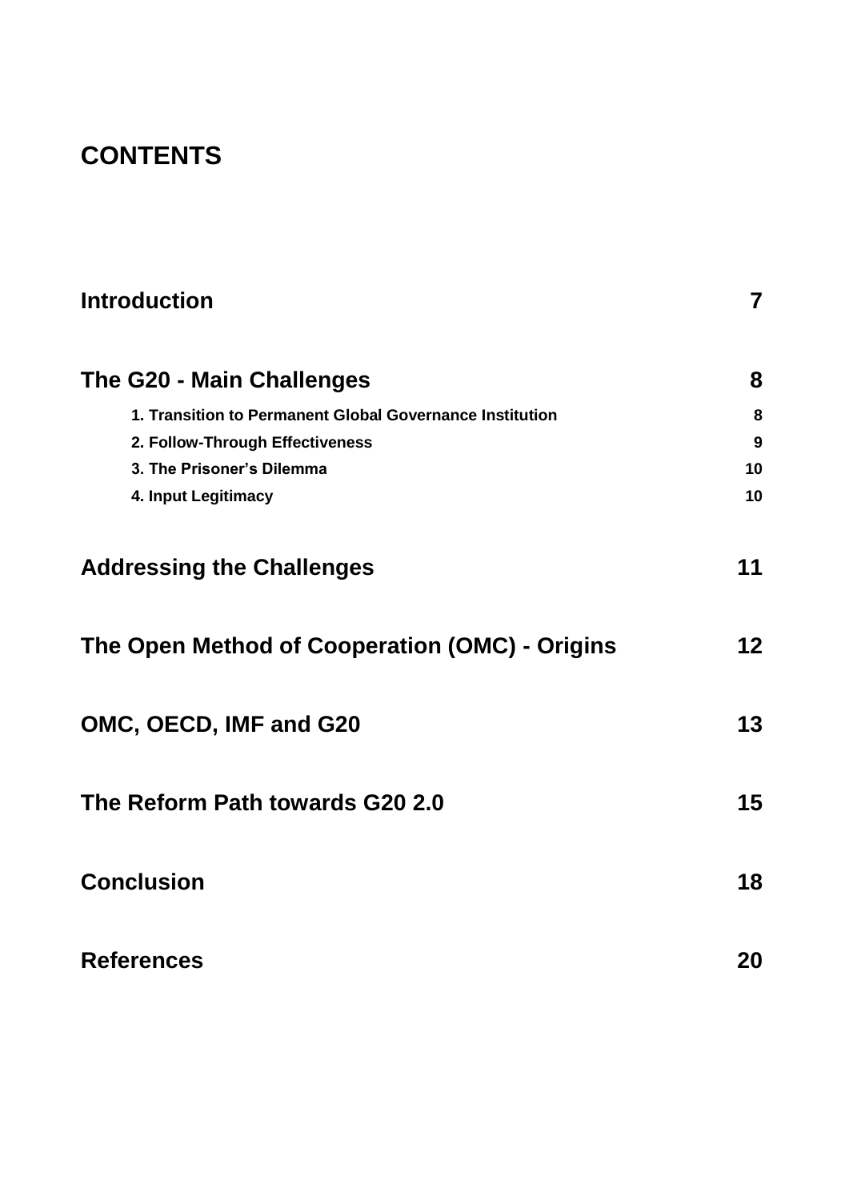# CONTENTS

| | |
|---|---|
| **Introduction** | **7** |
| **The G20 - Main Challenges** | **8** |
| **1. Transition to Permanent Global Governance Institution** | **8** |
| **2. Follow-Through Effectiveness** | **9** |
| **3. The Prisoner's Dilemma** | **10** |
| **4. Input Legitimacy** | **10** |
| **Addressing the Challenges** | **11** |
| **The Open Method of Cooperation (OMC) - Origins** | **12** |
| **OMC, OECD, IMF and G20** | **13** |
| **The Reform Path towards G20 2.0** | **15** |
| **Conclusion** | **18** |
| **References** | **20** |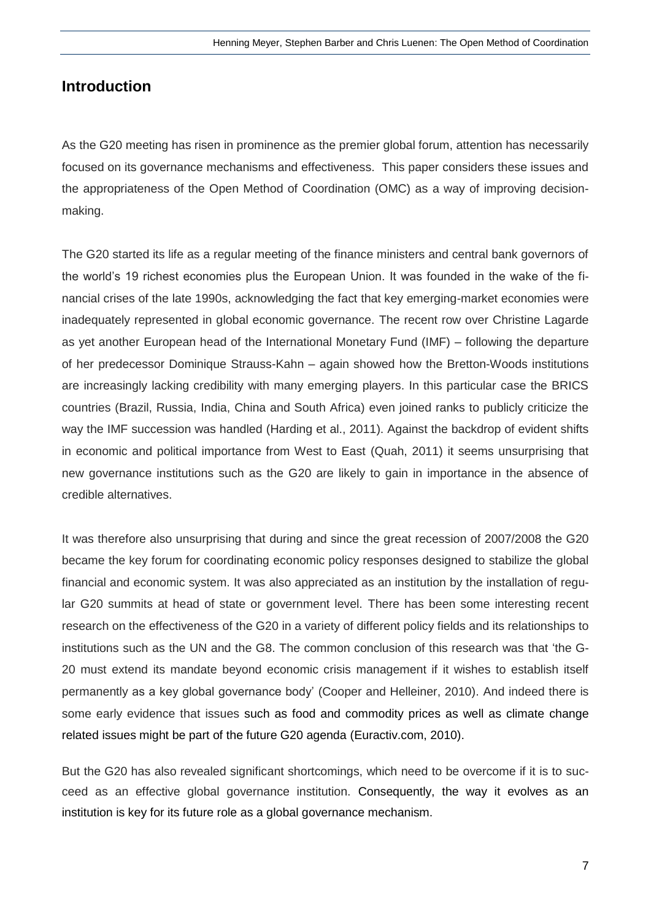## Introduction

As the G20 meeting has risen in prominence as the premier global forum, attention has necessarily focused on its governance mechanisms and effectiveness. This paper considers these issues and the appropriateness of the Open Method of Coordination (OMC) as a way of improving decision-making.

The G20 started its life as a regular meeting of the finance ministers and central bank governors of the world's 19 richest economies plus the European Union. It was founded in the wake of the financial crises of the late 1990s, acknowledging the fact that key emerging-market economies were inadequately represented in global economic governance. The recent row over Christine Lagarde as yet another European head of the International Monetary Fund (IMF) – following the departure of her predecessor Dominique Strauss-Kahn – again showed how the Bretton-Woods institutions are increasingly lacking credibility with many emerging players. In this particular case the BRICS countries (Brazil, Russia, India, China and South Africa) even joined ranks to publicly criticize the way the IMF succession was handled (Harding et al., 2011). Against the backdrop of evident shifts in economic and political importance from West to East (Quah, 2011) it seems unsurprising that new governance institutions such as the G20 are likely to gain in importance in the absence of credible alternatives.

It was therefore also unsurprising that during and since the great recession of 2007/2008 the G20 became the key forum for coordinating economic policy responses designed to stabilize the global financial and economic system. It was also appreciated as an institution by the installation of regular G20 summits at head of state or government level. There has been some interesting recent research on the effectiveness of the G20 in a variety of different policy fields and its relationships to institutions such as the UN and the G8. The common conclusion of this research was that 'the G-20 must extend its mandate beyond economic crisis management if it wishes to establish itself permanently as a key global governance body' (Cooper and Helleiner, 2010). And indeed there is some early evidence that issues such as food and commodity prices as well as climate change related issues might be part of the future G20 agenda (Euractiv.com, 2010).

But the G20 has also revealed significant shortcomings, which need to be overcome if it is to succeed as an effective global governance institution. Consequently, the way it evolves as an institution is key for its future role as a global governance mechanism.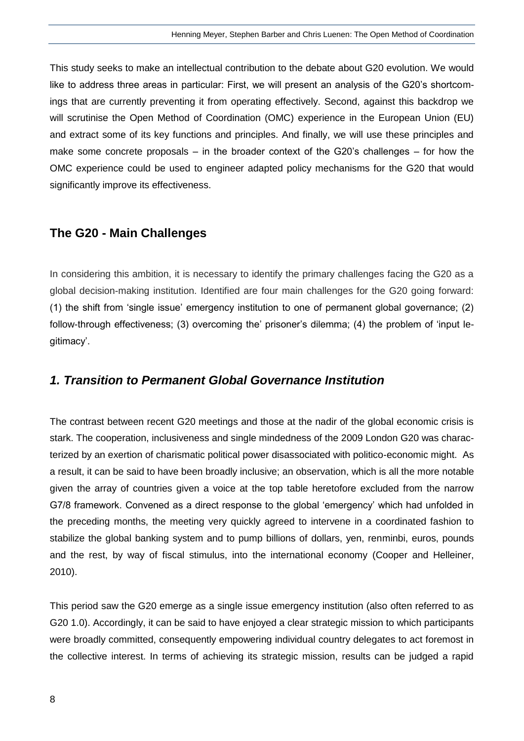This study seeks to make an intellectual contribution to the debate about G20 evolution. We would like to address three areas in particular: First, we will present an analysis of the G20's shortcomings that are currently preventing it from operating effectively. Second, against this backdrop we will scrutinise the Open Method of Coordination (OMC) experience in the European Union (EU) and extract some of its key functions and principles. And finally, we will use these principles and make some concrete proposals – in the broader context of the G20's challenges – for how the OMC experience could be used to engineer adapted policy mechanisms for the G20 that would significantly improve its effectiveness.

## The G20 - Main Challenges

In considering this ambition, it is necessary to identify the primary challenges facing the G20 as a global decision-making institution. Identified are four main challenges for the G20 going forward: (1) the shift from 'single issue' emergency institution to one of permanent global governance; (2) follow-through effectiveness; (3) overcoming the' prisoner's dilemma; (4) the problem of 'input legitimacy'.

### *1. Transition to Permanent Global Governance Institution*

The contrast between recent G20 meetings and those at the nadir of the global economic crisis is stark. The cooperation, inclusiveness and single mindedness of the 2009 London G20 was characterized by an exertion of charismatic political power disassociated with politico-economic might. As a result, it can be said to have been broadly inclusive; an observation, which is all the more notable given the array of countries given a voice at the top table heretofore excluded from the narrow G7/8 framework. Convened as a direct response to the global 'emergency' which had unfolded in the preceding months, the meeting very quickly agreed to intervene in a coordinated fashion to stabilize the global banking system and to pump billions of dollars, yen, renminbi, euros, pounds and the rest, by way of fiscal stimulus, into the international economy (Cooper and Helleiner, 2010).

This period saw the G20 emerge as a single issue emergency institution (also often referred to as G20 1.0). Accordingly, it can be said to have enjoyed a clear strategic mission to which participants were broadly committed, consequently empowering individual country delegates to act foremost in the collective interest. In terms of achieving its strategic mission, results can be judged a rapid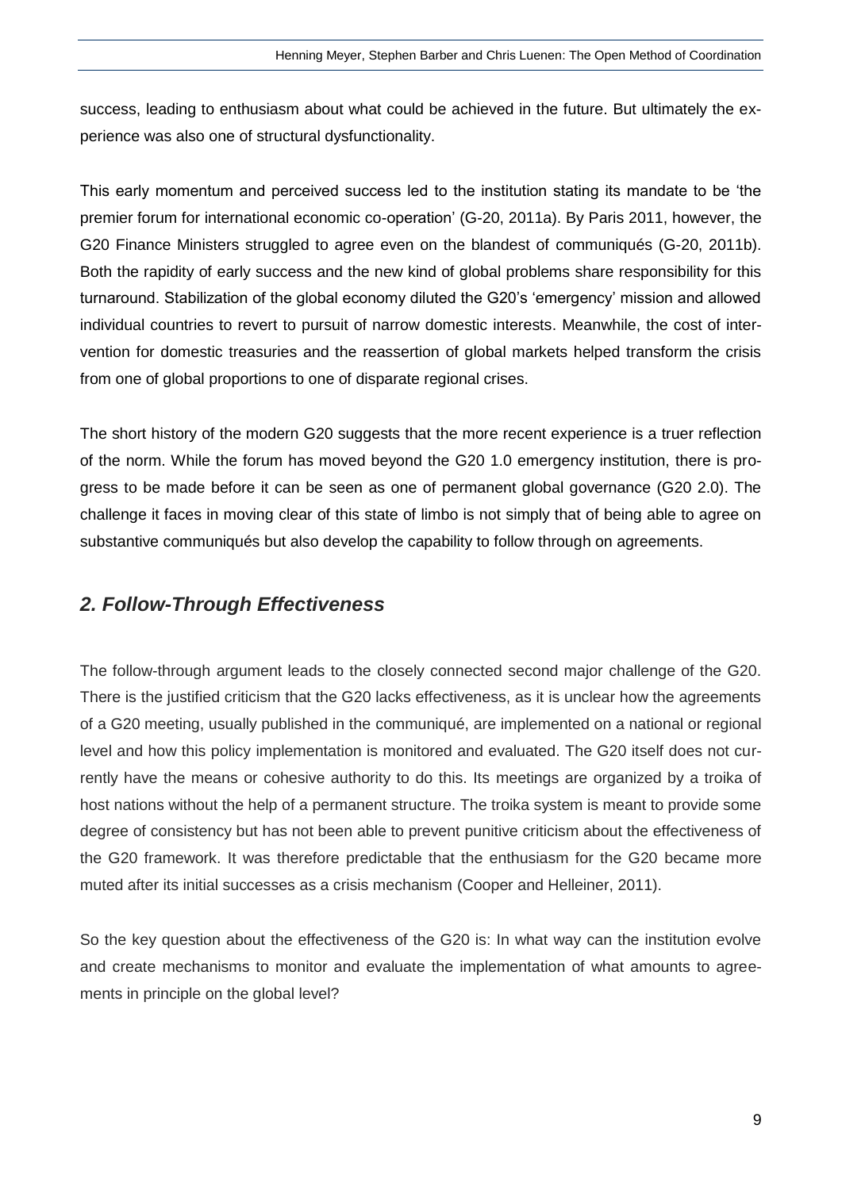success, leading to enthusiasm about what could be achieved in the future. But ultimately the experience was also one of structural dysfunctionality.

This early momentum and perceived success led to the institution stating its mandate to be 'the premier forum for international economic co-operation' (G-20, 2011a). By Paris 2011, however, the G20 Finance Ministers struggled to agree even on the blandest of communiqués (G-20, 2011b). Both the rapidity of early success and the new kind of global problems share responsibility for this turnaround. Stabilization of the global economy diluted the G20's 'emergency' mission and allowed individual countries to revert to pursuit of narrow domestic interests. Meanwhile, the cost of intervention for domestic treasuries and the reassertion of global markets helped transform the crisis from one of global proportions to one of disparate regional crises.

The short history of the modern G20 suggests that the more recent experience is a truer reflection of the norm. While the forum has moved beyond the G20 1.0 emergency institution, there is progress to be made before it can be seen as one of permanent global governance (G20 2.0). The challenge it faces in moving clear of this state of limbo is not simply that of being able to agree on substantive communiqués but also develop the capability to follow through on agreements.

## *2. Follow-Through Effectiveness*

The follow-through argument leads to the closely connected second major challenge of the G20. There is the justified criticism that the G20 lacks effectiveness, as it is unclear how the agreements of a G20 meeting, usually published in the communiqué, are implemented on a national or regional level and how this policy implementation is monitored and evaluated. The G20 itself does not currently have the means or cohesive authority to do this. Its meetings are organized by a troika of host nations without the help of a permanent structure. The troika system is meant to provide some degree of consistency but has not been able to prevent punitive criticism about the effectiveness of the G20 framework. It was therefore predictable that the enthusiasm for the G20 became more muted after its initial successes as a crisis mechanism (Cooper and Helleiner, 2011).

So the key question about the effectiveness of the G20 is: In what way can the institution evolve and create mechanisms to monitor and evaluate the implementation of what amounts to agreements in principle on the global level?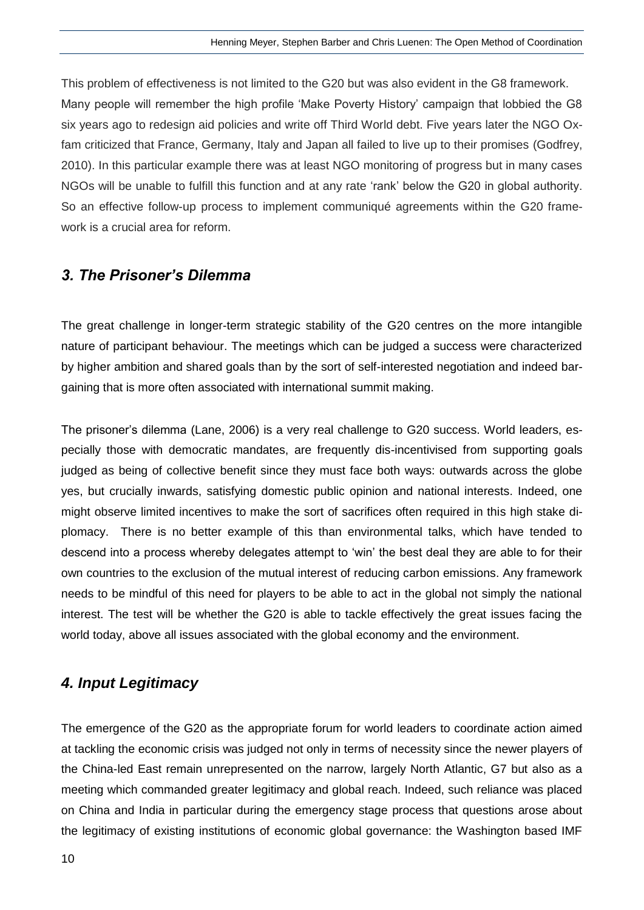This problem of effectiveness is not limited to the G20 but was also evident in the G8 framework. Many people will remember the high profile 'Make Poverty History' campaign that lobbied the G8 six years ago to redesign aid policies and write off Third World debt. Five years later the NGO Oxfam criticized that France, Germany, Italy and Japan all failed to live up to their promises (Godfrey, 2010). In this particular example there was at least NGO monitoring of progress but in many cases NGOs will be unable to fulfill this function and at any rate 'rank' below the G20 in global authority. So an effective follow-up process to implement communiqué agreements within the G20 framework is a crucial area for reform.

## *3. The Prisoner's Dilemma*

The great challenge in longer-term strategic stability of the G20 centres on the more intangible nature of participant behaviour. The meetings which can be judged a success were characterized by higher ambition and shared goals than by the sort of self-interested negotiation and indeed bargaining that is more often associated with international summit making.

The prisoner's dilemma (Lane, 2006) is a very real challenge to G20 success. World leaders, especially those with democratic mandates, are frequently dis-incentivised from supporting goals judged as being of collective benefit since they must face both ways: outwards across the globe yes, but crucially inwards, satisfying domestic public opinion and national interests. Indeed, one might observe limited incentives to make the sort of sacrifices often required in this high stake diplomacy. There is no better example of this than environmental talks, which have tended to descend into a process whereby delegates attempt to 'win' the best deal they are able to for their own countries to the exclusion of the mutual interest of reducing carbon emissions. Any framework needs to be mindful of this need for players to be able to act in the global not simply the national interest. The test will be whether the G20 is able to tackle effectively the great issues facing the world today, above all issues associated with the global economy and the environment.

## *4. Input Legitimacy*

The emergence of the G20 as the appropriate forum for world leaders to coordinate action aimed at tackling the economic crisis was judged not only in terms of necessity since the newer players of the China-led East remain unrepresented on the narrow, largely North Atlantic, G7 but also as a meeting which commanded greater legitimacy and global reach. Indeed, such reliance was placed on China and India in particular during the emergency stage process that questions arose about the legitimacy of existing institutions of economic global governance: the Washington based IMF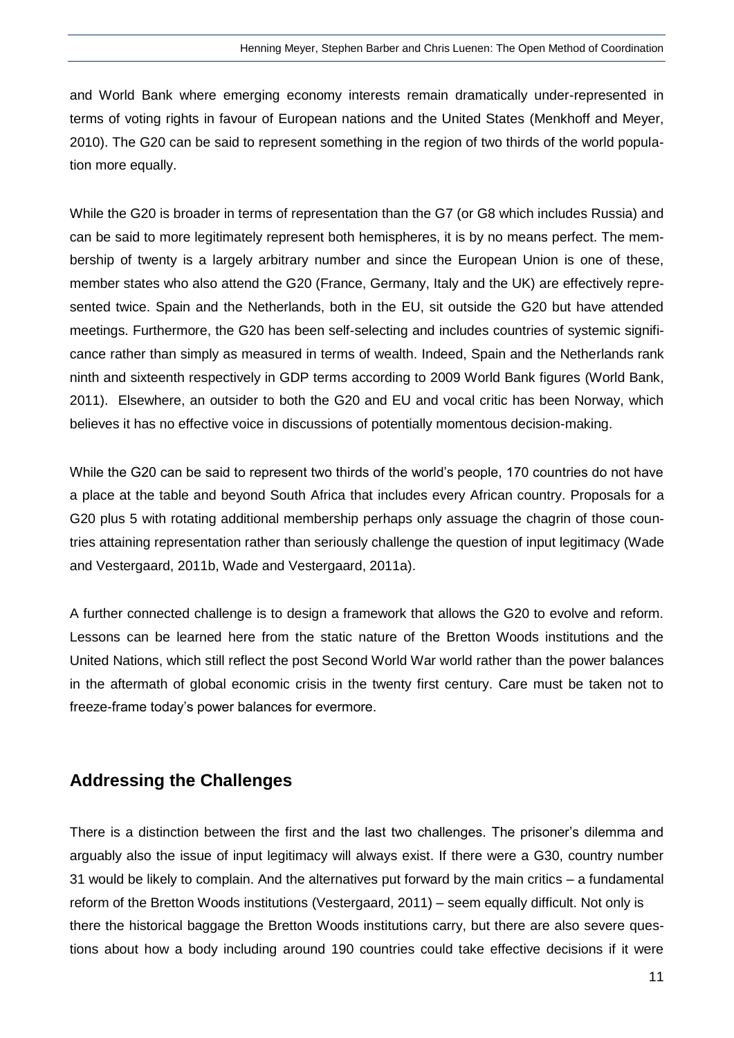and World Bank where emerging economy interests remain dramatically under-represented in terms of voting rights in favour of European nations and the United States (Menkhoff and Meyer, 2010). The G20 can be said to represent something in the region of two thirds of the world population more equally.

While the G20 is broader in terms of representation than the G7 (or G8 which includes Russia) and can be said to more legitimately represent both hemispheres, it is by no means perfect. The membership of twenty is a largely arbitrary number and since the European Union is one of these, member states who also attend the G20 (France, Germany, Italy and the UK) are effectively represented twice. Spain and the Netherlands, both in the EU, sit outside the G20 but have attended meetings. Furthermore, the G20 has been self-selecting and includes countries of systemic significance rather than simply as measured in terms of wealth. Indeed, Spain and the Netherlands rank ninth and sixteenth respectively in GDP terms according to 2009 World Bank figures (World Bank, 2011). Elsewhere, an outsider to both the G20 and EU and vocal critic has been Norway, which believes it has no effective voice in discussions of potentially momentous decision-making.

While the G20 can be said to represent two thirds of the world's people, 170 countries do not have a place at the table and beyond South Africa that includes every African country. Proposals for a G20 plus 5 with rotating additional membership perhaps only assuage the chagrin of those countries attaining representation rather than seriously challenge the question of input legitimacy (Wade and Vestergaard, 2011b, Wade and Vestergaard, 2011a).

A further connected challenge is to design a framework that allows the G20 to evolve and reform. Lessons can be learned here from the static nature of the Bretton Woods institutions and the United Nations, which still reflect the post Second World War world rather than the power balances in the aftermath of global economic crisis in the twenty first century. Care must be taken not to freeze-frame today's power balances for evermore.

## Addressing the Challenges

There is a distinction between the first and the last two challenges. The prisoner's dilemma and arguably also the issue of input legitimacy will always exist. If there were a G30, country number 31 would be likely to complain. And the alternatives put forward by the main critics – a fundamental reform of the Bretton Woods institutions (Vestergaard, 2011) – seem equally difficult. Not only is there the historical baggage the Bretton Woods institutions carry, but there are also severe questions about how a body including around 190 countries could take effective decisions if it were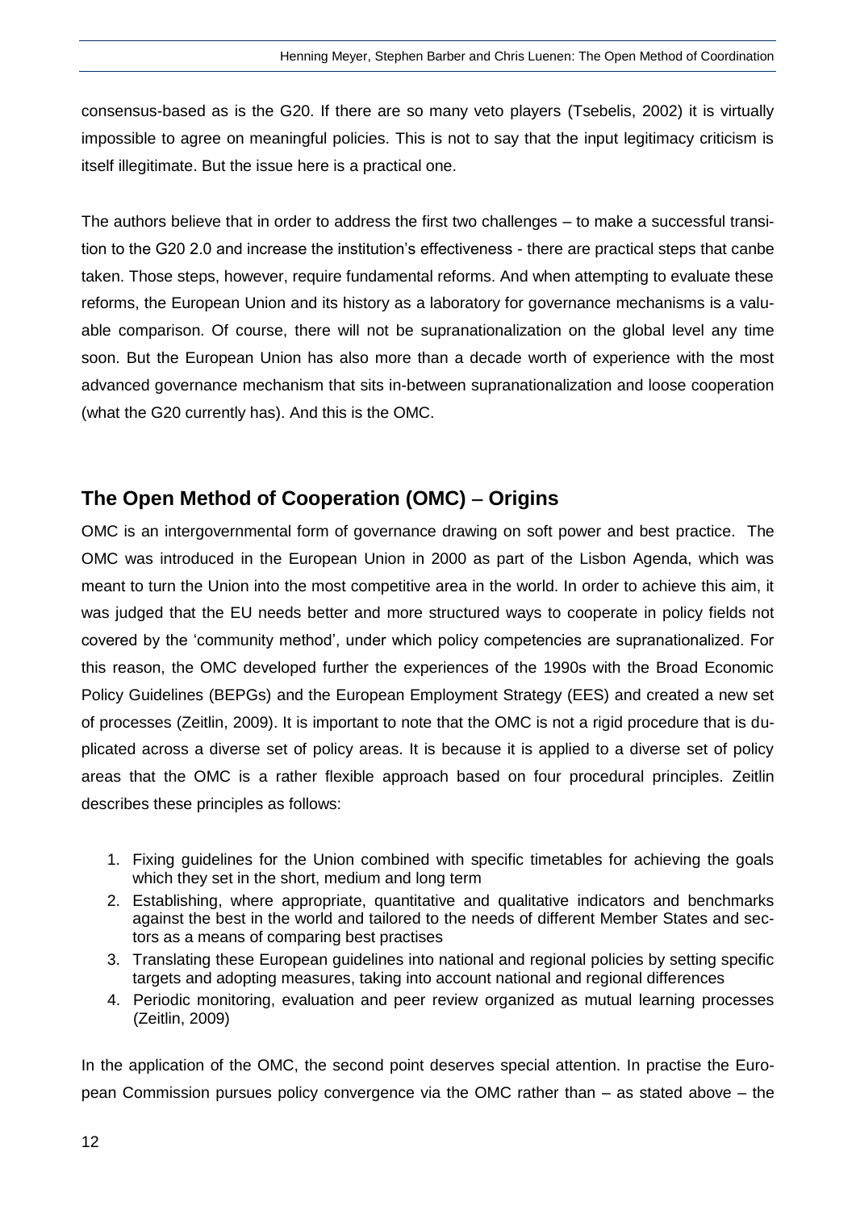consensus-based as is the G20. If there are so many veto players (Tsebelis, 2002) it is virtually impossible to agree on meaningful policies. This is not to say that the input legitimacy criticism is itself illegitimate. But the issue here is a practical one.

The authors believe that in order to address the first two challenges – to make a successful transition to the G20 2.0 and increase the institution's effectiveness - there are practical steps that canbe taken. Those steps, however, require fundamental reforms. And when attempting to evaluate these reforms, the European Union and its history as a laboratory for governance mechanisms is a valuable comparison. Of course, there will not be supranationalization on the global level any time soon. But the European Union has also more than a decade worth of experience with the most advanced governance mechanism that sits in-between supranationalization and loose cooperation (what the G20 currently has). And this is the OMC.

## The Open Method of Cooperation (OMC) – Origins

OMC is an intergovernmental form of governance drawing on soft power and best practice. The OMC was introduced in the European Union in 2000 as part of the Lisbon Agenda, which was meant to turn the Union into the most competitive area in the world. In order to achieve this aim, it was judged that the EU needs better and more structured ways to cooperate in policy fields not covered by the 'community method', under which policy competencies are supranationalized. For this reason, the OMC developed further the experiences of the 1990s with the Broad Economic Policy Guidelines (BEPGs) and the European Employment Strategy (EES) and created a new set of processes (Zeitlin, 2009). It is important to note that the OMC is not a rigid procedure that is duplicated across a diverse set of policy areas. It is because it is applied to a diverse set of policy areas that the OMC is a rather flexible approach based on four procedural principles. Zeitlin describes these principles as follows:

1. Fixing guidelines for the Union combined with specific timetables for achieving the goals which they set in the short, medium and long term
2. Establishing, where appropriate, quantitative and qualitative indicators and benchmarks against the best in the world and tailored to the needs of different Member States and sectors as a means of comparing best practises
3. Translating these European guidelines into national and regional policies by setting specific targets and adopting measures, taking into account national and regional differences
4. Periodic monitoring, evaluation and peer review organized as mutual learning processes (Zeitlin, 2009)

In the application of the OMC, the second point deserves special attention. In practise the European Commission pursues policy convergence via the OMC rather than – as stated above – the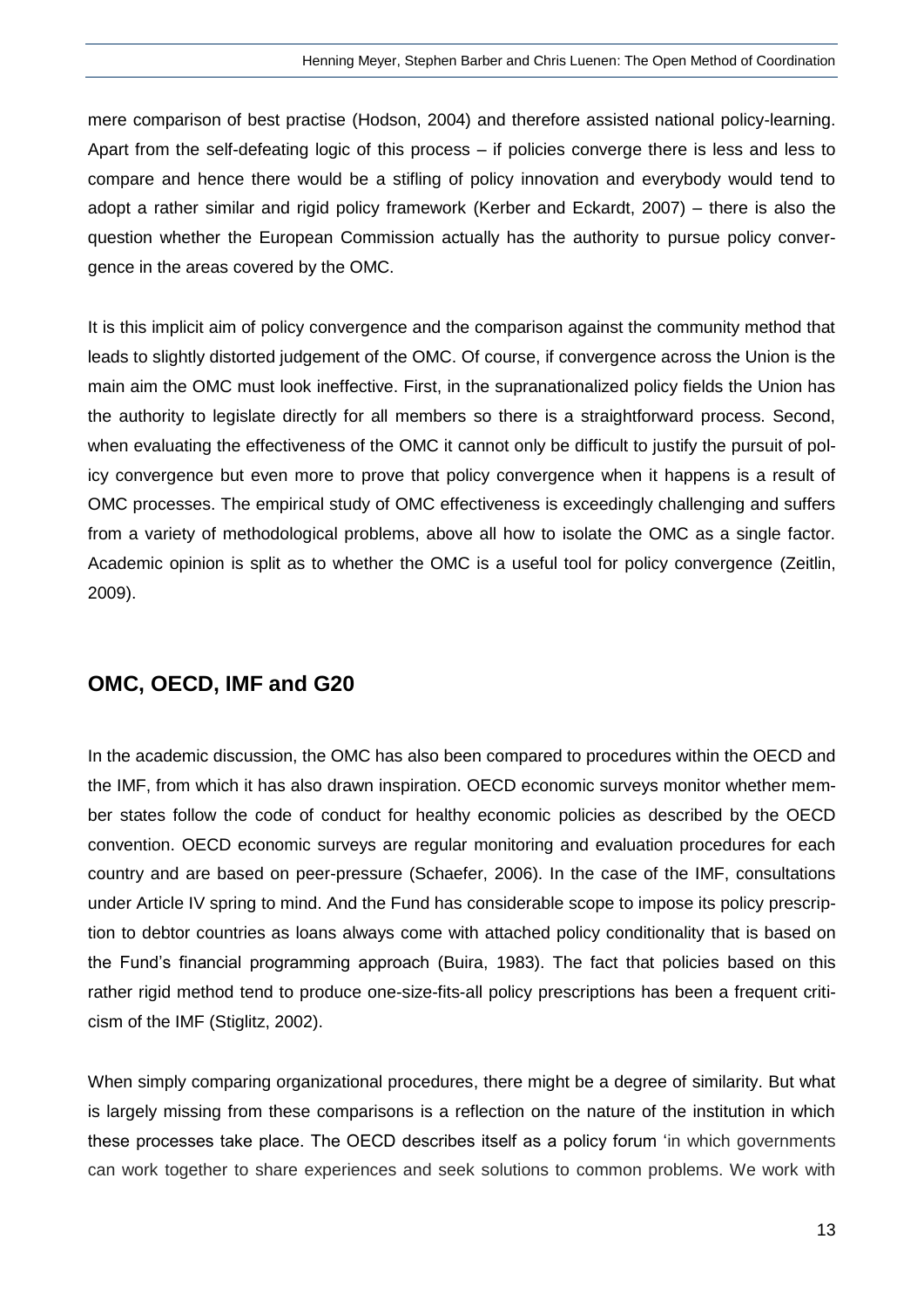mere comparison of best practise (Hodson, 2004) and therefore assisted national policy-learning. Apart from the self-defeating logic of this process – if policies converge there is less and less to compare and hence there would be a stifling of policy innovation and everybody would tend to adopt a rather similar and rigid policy framework (Kerber and Eckardt, 2007) – there is also the question whether the European Commission actually has the authority to pursue policy convergence in the areas covered by the OMC.

It is this implicit aim of policy convergence and the comparison against the community method that leads to slightly distorted judgement of the OMC. Of course, if convergence across the Union is the main aim the OMC must look ineffective. First, in the supranationalized policy fields the Union has the authority to legislate directly for all members so there is a straightforward process. Second, when evaluating the effectiveness of the OMC it cannot only be difficult to justify the pursuit of policy convergence but even more to prove that policy convergence when it happens is a result of OMC processes. The empirical study of OMC effectiveness is exceedingly challenging and suffers from a variety of methodological problems, above all how to isolate the OMC as a single factor. Academic opinion is split as to whether the OMC is a useful tool for policy convergence (Zeitlin, 2009).

## OMC, OECD, IMF and G20

In the academic discussion, the OMC has also been compared to procedures within the OECD and the IMF, from which it has also drawn inspiration. OECD economic surveys monitor whether member states follow the code of conduct for healthy economic policies as described by the OECD convention. OECD economic surveys are regular monitoring and evaluation procedures for each country and are based on peer-pressure (Schaefer, 2006). In the case of the IMF, consultations under Article IV spring to mind. And the Fund has considerable scope to impose its policy prescription to debtor countries as loans always come with attached policy conditionality that is based on the Fund's financial programming approach (Buira, 1983). The fact that policies based on this rather rigid method tend to produce one-size-fits-all policy prescriptions has been a frequent criticism of the IMF (Stiglitz, 2002).

When simply comparing organizational procedures, there might be a degree of similarity. But what is largely missing from these comparisons is a reflection on the nature of the institution in which these processes take place. The OECD describes itself as a policy forum 'in which governments can work together to share experiences and seek solutions to common problems. We work with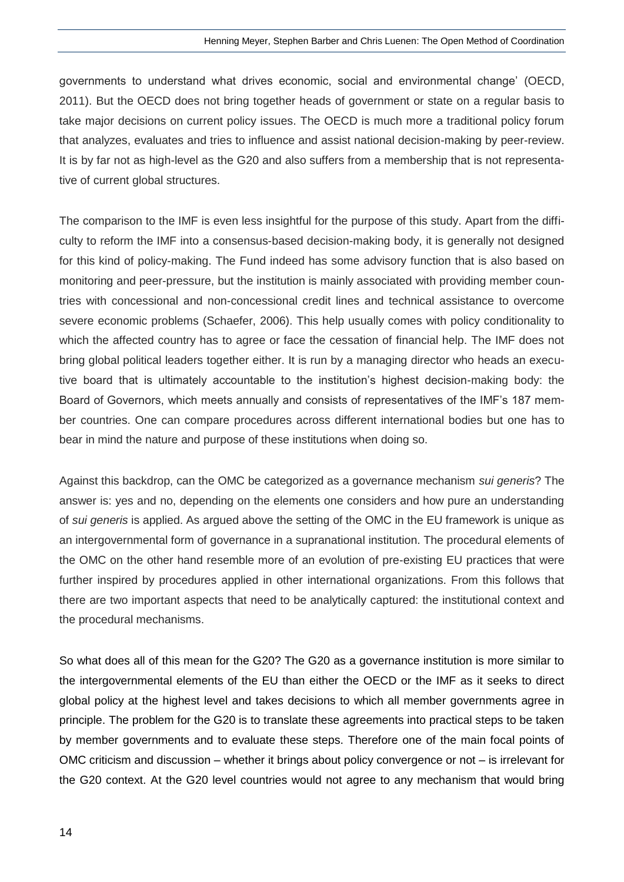governments to understand what drives economic, social and environmental change' (OECD, 2011). But the OECD does not bring together heads of government or state on a regular basis to take major decisions on current policy issues. The OECD is much more a traditional policy forum that analyzes, evaluates and tries to influence and assist national decision-making by peer-review. It is by far not as high-level as the G20 and also suffers from a membership that is not representative of current global structures.

The comparison to the IMF is even less insightful for the purpose of this study. Apart from the difficulty to reform the IMF into a consensus-based decision-making body, it is generally not designed for this kind of policy-making. The Fund indeed has some advisory function that is also based on monitoring and peer-pressure, but the institution is mainly associated with providing member countries with concessional and non-concessional credit lines and technical assistance to overcome severe economic problems (Schaefer, 2006). This help usually comes with policy conditionality to which the affected country has to agree or face the cessation of financial help. The IMF does not bring global political leaders together either. It is run by a managing director who heads an executive board that is ultimately accountable to the institution's highest decision-making body: the Board of Governors, which meets annually and consists of representatives of the IMF's 187 member countries. One can compare procedures across different international bodies but one has to bear in mind the nature and purpose of these institutions when doing so.

Against this backdrop, can the OMC be categorized as a governance mechanism *sui generis*? The answer is: yes and no, depending on the elements one considers and how pure an understanding of *sui generis* is applied. As argued above the setting of the OMC in the EU framework is unique as an intergovernmental form of governance in a supranational institution. The procedural elements of the OMC on the other hand resemble more of an evolution of pre-existing EU practices that were further inspired by procedures applied in other international organizations. From this follows that there are two important aspects that need to be analytically captured: the institutional context and the procedural mechanisms.

So what does all of this mean for the G20? The G20 as a governance institution is more similar to the intergovernmental elements of the EU than either the OECD or the IMF as it seeks to direct global policy at the highest level and takes decisions to which all member governments agree in principle. The problem for the G20 is to translate these agreements into practical steps to be taken by member governments and to evaluate these steps. Therefore one of the main focal points of OMC criticism and discussion – whether it brings about policy convergence or not – is irrelevant for the G20 context. At the G20 level countries would not agree to any mechanism that would bring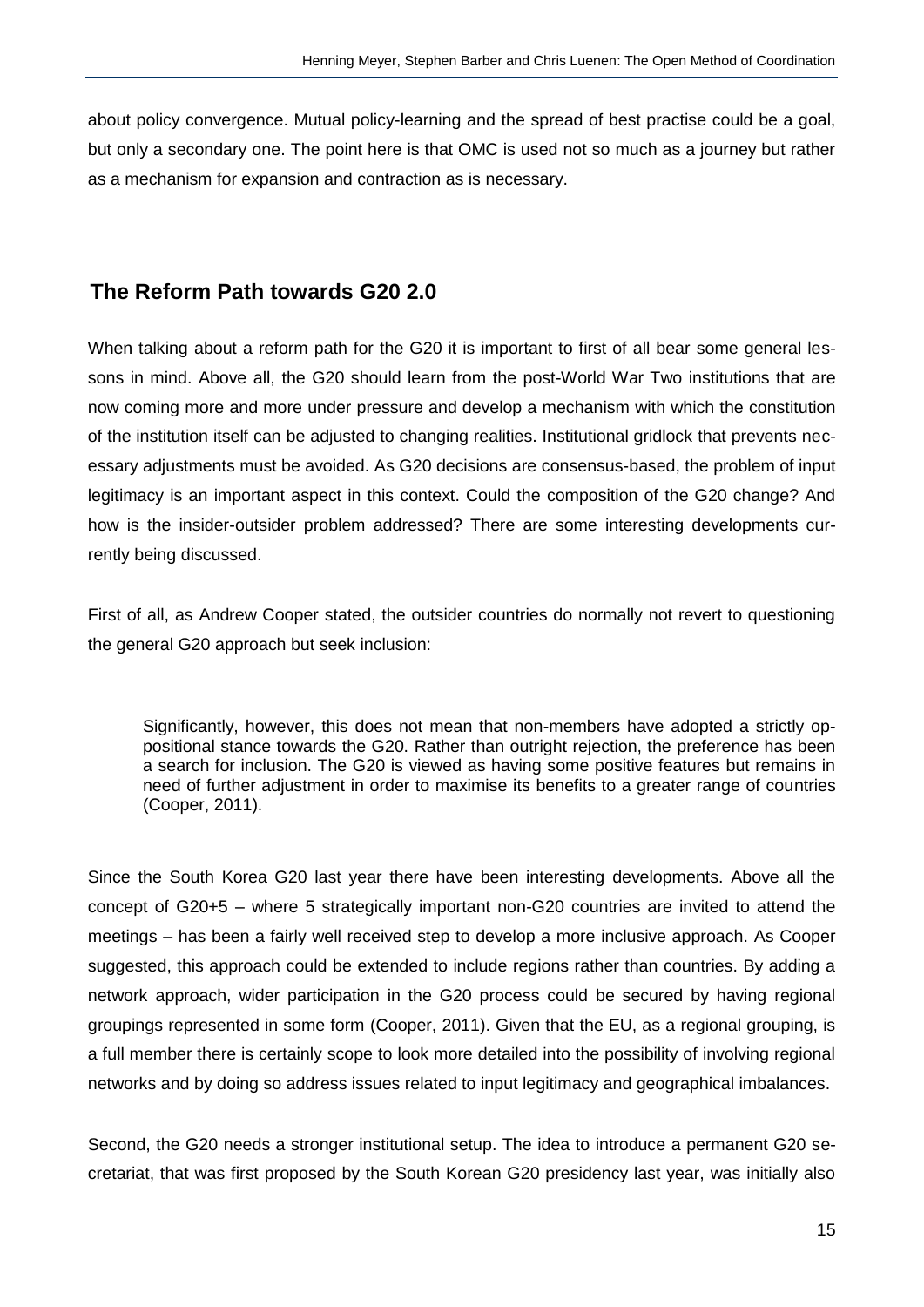about policy convergence. Mutual policy-learning and the spread of best practise could be a goal, but only a secondary one. The point here is that OMC is used not so much as a journey but rather as a mechanism for expansion and contraction as is necessary.

## The Reform Path towards G20 2.0

When talking about a reform path for the G20 it is important to first of all bear some general lessons in mind. Above all, the G20 should learn from the post-World War Two institutions that are now coming more and more under pressure and develop a mechanism with which the constitution of the institution itself can be adjusted to changing realities. Institutional gridlock that prevents necessary adjustments must be avoided. As G20 decisions are consensus-based, the problem of input legitimacy is an important aspect in this context. Could the composition of the G20 change? And how is the insider-outsider problem addressed? There are some interesting developments currently being discussed.

First of all, as Andrew Cooper stated, the outsider countries do normally not revert to questioning the general G20 approach but seek inclusion:

> Significantly, however, this does not mean that non-members have adopted a strictly oppositional stance towards the G20. Rather than outright rejection, the preference has been a search for inclusion. The G20 is viewed as having some positive features but remains in need of further adjustment in order to maximise its benefits to a greater range of countries (Cooper, 2011).

Since the South Korea G20 last year there have been interesting developments. Above all the concept of G20+5 – where 5 strategically important non-G20 countries are invited to attend the meetings – has been a fairly well received step to develop a more inclusive approach. As Cooper suggested, this approach could be extended to include regions rather than countries. By adding a network approach, wider participation in the G20 process could be secured by having regional groupings represented in some form (Cooper, 2011). Given that the EU, as a regional grouping, is a full member there is certainly scope to look more detailed into the possibility of involving regional networks and by doing so address issues related to input legitimacy and geographical imbalances.

Second, the G20 needs a stronger institutional setup. The idea to introduce a permanent G20 secretariat, that was first proposed by the South Korean G20 presidency last year, was initially also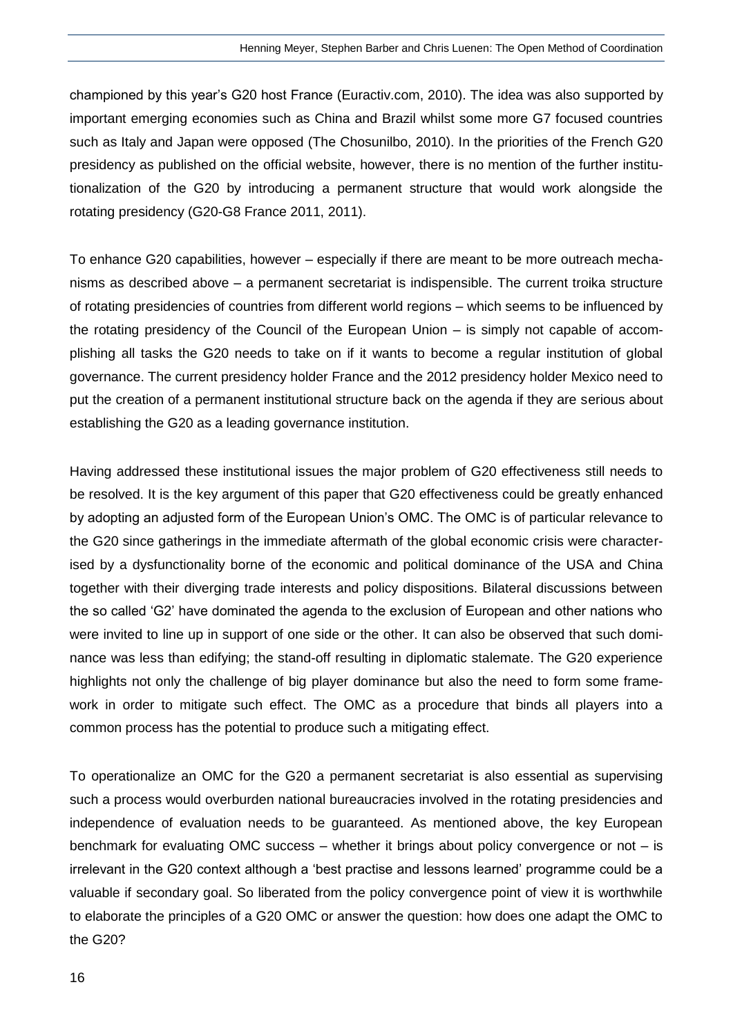championed by this year's G20 host France (Euractiv.com, 2010). The idea was also supported by important emerging economies such as China and Brazil whilst some more G7 focused countries such as Italy and Japan were opposed (The Chosunilbo, 2010). In the priorities of the French G20 presidency as published on the official website, however, there is no mention of the further institutionalization of the G20 by introducing a permanent structure that would work alongside the rotating presidency (G20-G8 France 2011, 2011).

To enhance G20 capabilities, however – especially if there are meant to be more outreach mechanisms as described above – a permanent secretariat is indispensible. The current troika structure of rotating presidencies of countries from different world regions – which seems to be influenced by the rotating presidency of the Council of the European Union – is simply not capable of accomplishing all tasks the G20 needs to take on if it wants to become a regular institution of global governance. The current presidency holder France and the 2012 presidency holder Mexico need to put the creation of a permanent institutional structure back on the agenda if they are serious about establishing the G20 as a leading governance institution.

Having addressed these institutional issues the major problem of G20 effectiveness still needs to be resolved. It is the key argument of this paper that G20 effectiveness could be greatly enhanced by adopting an adjusted form of the European Union's OMC. The OMC is of particular relevance to the G20 since gatherings in the immediate aftermath of the global economic crisis were characterised by a dysfunctionality borne of the economic and political dominance of the USA and China together with their diverging trade interests and policy dispositions. Bilateral discussions between the so called 'G2' have dominated the agenda to the exclusion of European and other nations who were invited to line up in support of one side or the other. It can also be observed that such dominance was less than edifying; the stand-off resulting in diplomatic stalemate. The G20 experience highlights not only the challenge of big player dominance but also the need to form some framework in order to mitigate such effect. The OMC as a procedure that binds all players into a common process has the potential to produce such a mitigating effect.

To operationalize an OMC for the G20 a permanent secretariat is also essential as supervising such a process would overburden national bureaucracies involved in the rotating presidencies and independence of evaluation needs to be guaranteed. As mentioned above, the key European benchmark for evaluating OMC success – whether it brings about policy convergence or not – is irrelevant in the G20 context although a 'best practise and lessons learned' programme could be a valuable if secondary goal. So liberated from the policy convergence point of view it is worthwhile to elaborate the principles of a G20 OMC or answer the question: how does one adapt the OMC to the G20?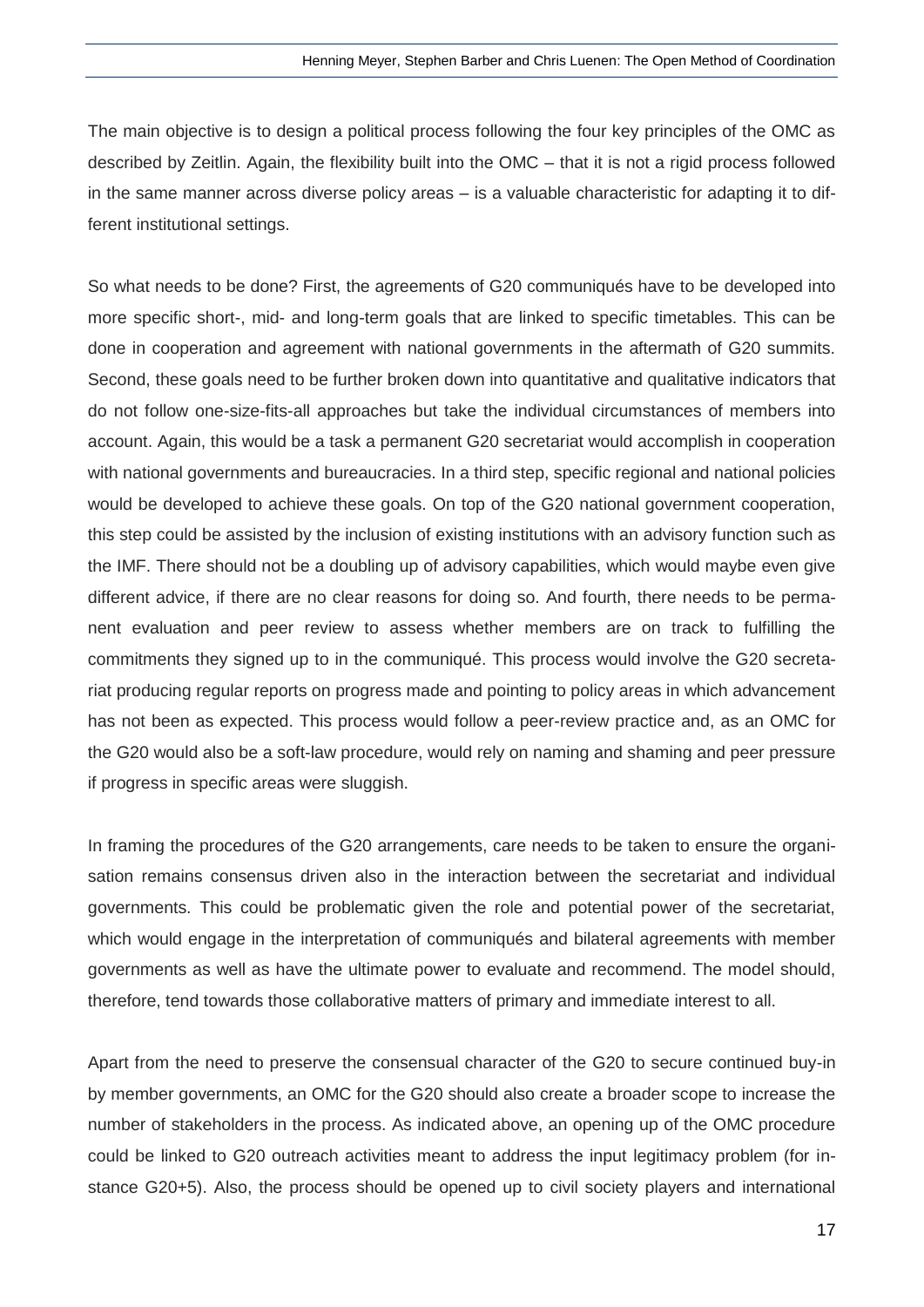The main objective is to design a political process following the four key principles of the OMC as described by Zeitlin. Again, the flexibility built into the OMC – that it is not a rigid process followed in the same manner across diverse policy areas – is a valuable characteristic for adapting it to different institutional settings.

So what needs to be done? First, the agreements of G20 communiqués have to be developed into more specific short-, mid- and long-term goals that are linked to specific timetables. This can be done in cooperation and agreement with national governments in the aftermath of G20 summits. Second, these goals need to be further broken down into quantitative and qualitative indicators that do not follow one-size-fits-all approaches but take the individual circumstances of members into account. Again, this would be a task a permanent G20 secretariat would accomplish in cooperation with national governments and bureaucracies. In a third step, specific regional and national policies would be developed to achieve these goals. On top of the G20 national government cooperation, this step could be assisted by the inclusion of existing institutions with an advisory function such as the IMF. There should not be a doubling up of advisory capabilities, which would maybe even give different advice, if there are no clear reasons for doing so. And fourth, there needs to be permanent evaluation and peer review to assess whether members are on track to fulfilling the commitments they signed up to in the communiqué. This process would involve the G20 secretariat producing regular reports on progress made and pointing to policy areas in which advancement has not been as expected. This process would follow a peer-review practice and, as an OMC for the G20 would also be a soft-law procedure, would rely on naming and shaming and peer pressure if progress in specific areas were sluggish.

In framing the procedures of the G20 arrangements, care needs to be taken to ensure the organisation remains consensus driven also in the interaction between the secretariat and individual governments. This could be problematic given the role and potential power of the secretariat, which would engage in the interpretation of communiqués and bilateral agreements with member governments as well as have the ultimate power to evaluate and recommend. The model should, therefore, tend towards those collaborative matters of primary and immediate interest to all.

Apart from the need to preserve the consensual character of the G20 to secure continued buy-in by member governments, an OMC for the G20 should also create a broader scope to increase the number of stakeholders in the process. As indicated above, an opening up of the OMC procedure could be linked to G20 outreach activities meant to address the input legitimacy problem (for instance G20+5). Also, the process should be opened up to civil society players and international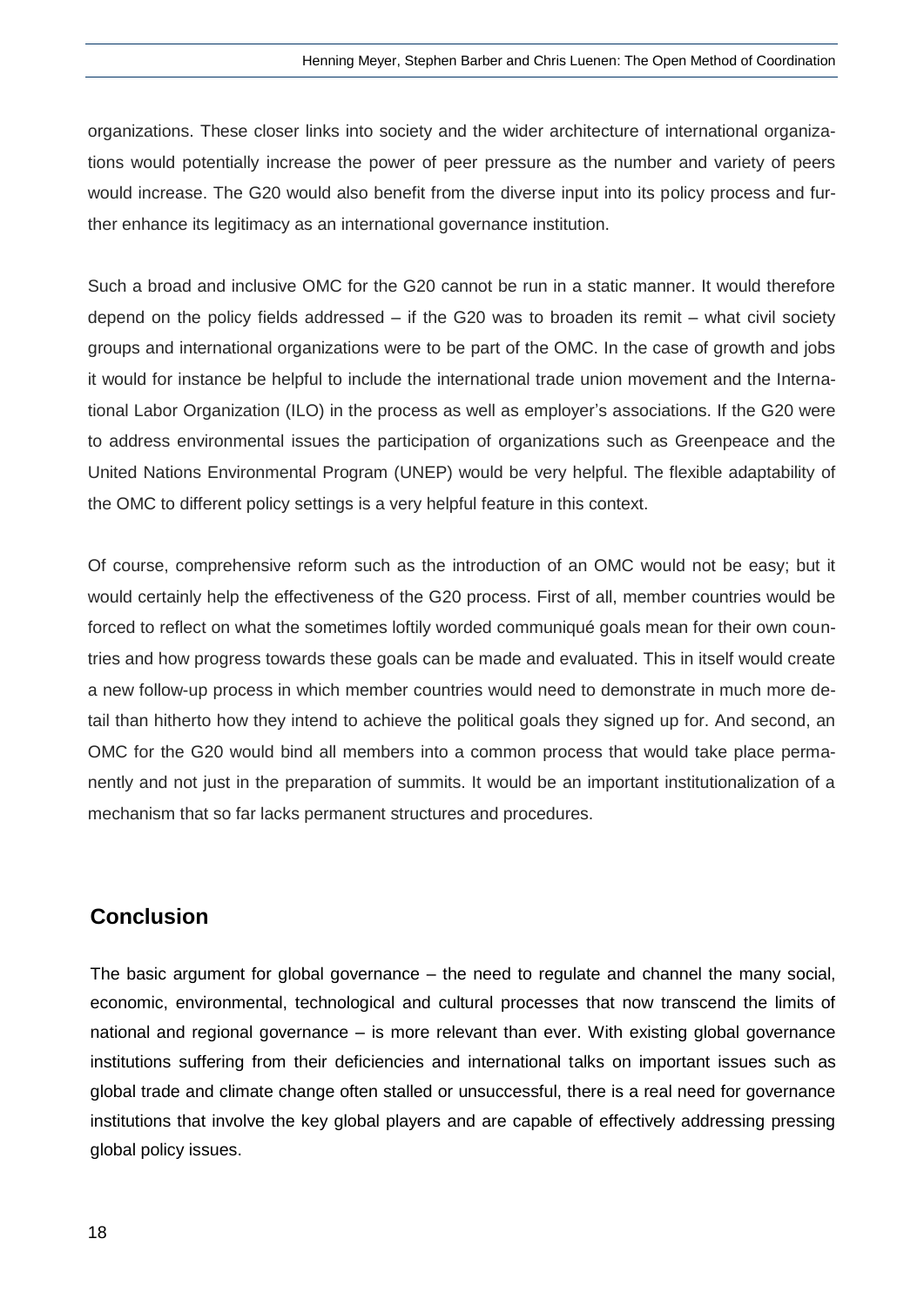organizations. These closer links into society and the wider architecture of international organizations would potentially increase the power of peer pressure as the number and variety of peers would increase. The G20 would also benefit from the diverse input into its policy process and further enhance its legitimacy as an international governance institution.

Such a broad and inclusive OMC for the G20 cannot be run in a static manner. It would therefore depend on the policy fields addressed – if the G20 was to broaden its remit – what civil society groups and international organizations were to be part of the OMC. In the case of growth and jobs it would for instance be helpful to include the international trade union movement and the International Labor Organization (ILO) in the process as well as employer's associations. If the G20 were to address environmental issues the participation of organizations such as Greenpeace and the United Nations Environmental Program (UNEP) would be very helpful. The flexible adaptability of the OMC to different policy settings is a very helpful feature in this context.

Of course, comprehensive reform such as the introduction of an OMC would not be easy; but it would certainly help the effectiveness of the G20 process. First of all, member countries would be forced to reflect on what the sometimes loftily worded communiqué goals mean for their own countries and how progress towards these goals can be made and evaluated. This in itself would create a new follow-up process in which member countries would need to demonstrate in much more detail than hitherto how they intend to achieve the political goals they signed up for. And second, an OMC for the G20 would bind all members into a common process that would take place permanently and not just in the preparation of summits. It would be an important institutionalization of a mechanism that so far lacks permanent structures and procedures.

## Conclusion

The basic argument for global governance – the need to regulate and channel the many social, economic, environmental, technological and cultural processes that now transcend the limits of national and regional governance – is more relevant than ever. With existing global governance institutions suffering from their deficiencies and international talks on important issues such as global trade and climate change often stalled or unsuccessful, there is a real need for governance institutions that involve the key global players and are capable of effectively addressing pressing global policy issues.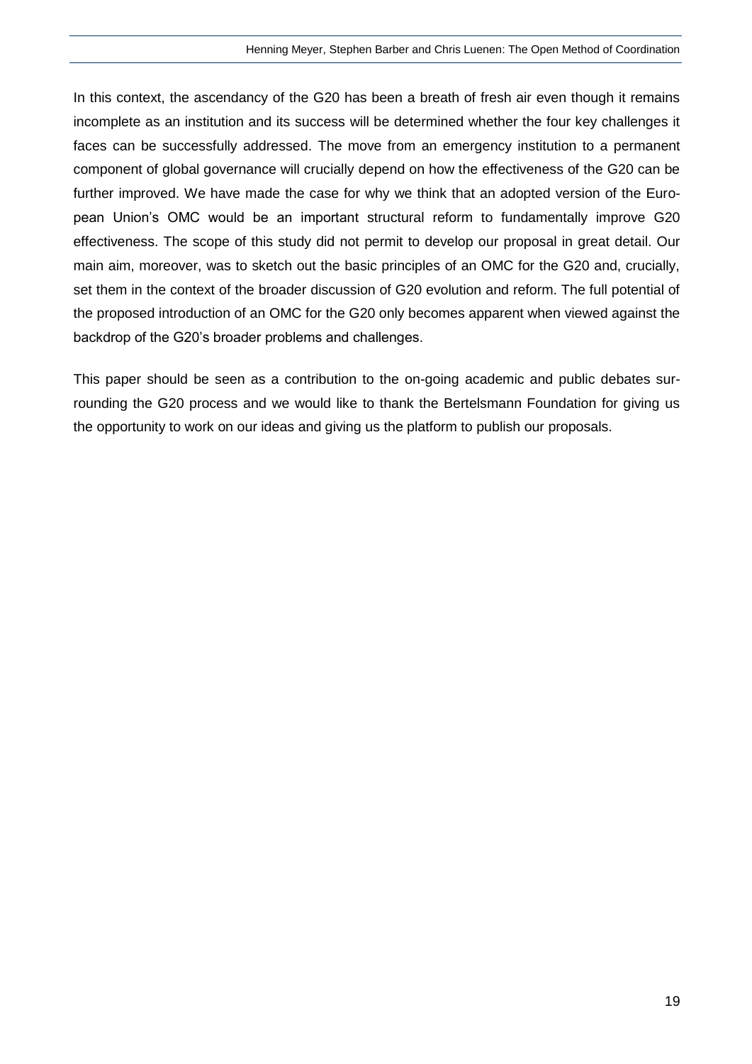In this context, the ascendancy of the G20 has been a breath of fresh air even though it remains incomplete as an institution and its success will be determined whether the four key challenges it faces can be successfully addressed. The move from an emergency institution to a permanent component of global governance will crucially depend on how the effectiveness of the G20 can be further improved. We have made the case for why we think that an adopted version of the European Union's OMC would be an important structural reform to fundamentally improve G20 effectiveness. The scope of this study did not permit to develop our proposal in great detail. Our main aim, moreover, was to sketch out the basic principles of an OMC for the G20 and, crucially, set them in the context of the broader discussion of G20 evolution and reform. The full potential of the proposed introduction of an OMC for the G20 only becomes apparent when viewed against the backdrop of the G20's broader problems and challenges.

This paper should be seen as a contribution to the on-going academic and public debates surrounding the G20 process and we would like to thank the Bertelsmann Foundation for giving us the opportunity to work on our ideas and giving us the platform to publish our proposals.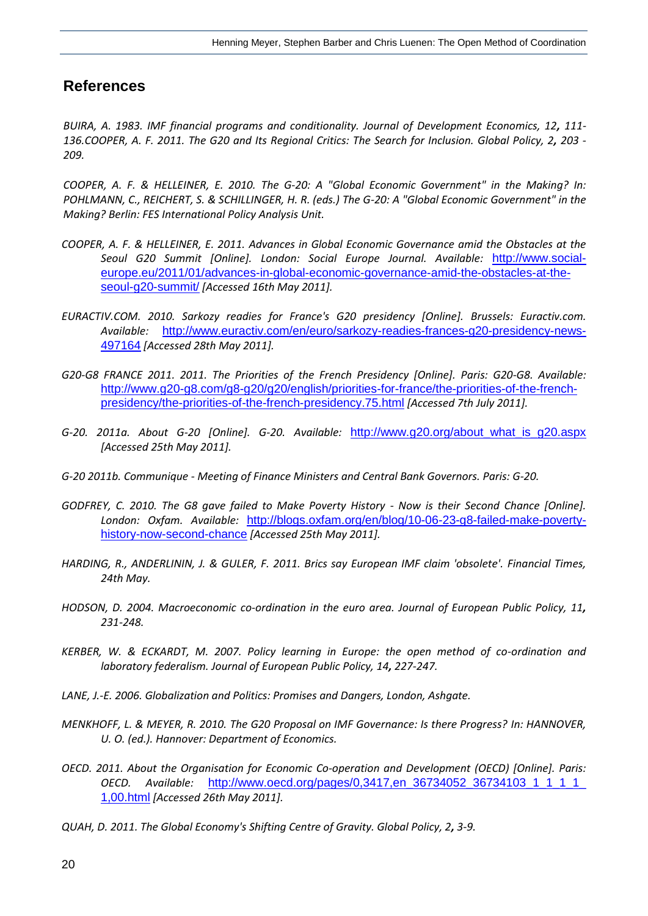## References

*BUIRA, A. 1983. IMF financial programs and conditionality. Journal of Development Economics, 12, 111-136.COOPER, A. F. 2011. The G20 and Its Regional Critics: The Search for Inclusion. Global Policy, 2, 203 - 209.*

*COOPER, A. F. & HELLEINER, E. 2010. The G-20: A "Global Economic Government" in the Making? In: POHLMANN, C., REICHERT, S. & SCHILLINGER, H. R. (eds.) The G-20: A "Global Economic Government" in the Making? Berlin: FES International Policy Analysis Unit.*

*COOPER, A. F. & HELLEINER, E. 2011. Advances in Global Economic Governance amid the Obstacles at the Seoul G20 Summit [Online]. London: Social Europe Journal. Available:* http://www.social-europe.eu/2011/01/advances-in-global-economic-governance-amid-the-obstacles-at-the-seoul-g20-summit/ *[Accessed 16th May 2011].*

*EURACTIV.COM. 2010. Sarkozy readies for France's G20 presidency [Online]. Brussels: Euractiv.com. Available:* http://www.euractiv.com/en/euro/sarkozy-readies-frances-g20-presidency-news-497164 *[Accessed 28th May 2011].*

*G20-G8 FRANCE 2011. 2011. The Priorities of the French Presidency [Online]. Paris: G20-G8. Available:* http://www.g20-g8.com/g8-g20/g20/english/priorities-for-france/the-priorities-of-the-french-presidency/the-priorities-of-the-french-presidency.75.html *[Accessed 7th July 2011].*

*G-20. 2011a. About G-20 [Online]. G-20. Available:* http://www.g20.org/about_what_is_g20.aspx *[Accessed 25th May 2011].*

*G-20 2011b. Communique - Meeting of Finance Ministers and Central Bank Governors. Paris: G-20.*

*GODFREY, C. 2010. The G8 gave failed to Make Poverty History - Now is their Second Chance [Online]. London: Oxfam. Available:* http://blogs.oxfam.org/en/blog/10-06-23-g8-failed-make-poverty-history-now-second-chance *[Accessed 25th May 2011].*

*HARDING, R., ANDERLININ, J. & GULER, F. 2011. Brics say European IMF claim 'obsolete'. Financial Times, 24th May.*

*HODSON, D. 2004. Macroeconomic co-ordination in the euro area. Journal of European Public Policy, 11, 231-248.*

*KERBER, W. & ECKARDT, M. 2007. Policy learning in Europe: the open method of co-ordination and laboratory federalism. Journal of European Public Policy, 14, 227-247.*

*LANE, J.-E. 2006. Globalization and Politics: Promises and Dangers, London, Ashgate.*

*MENKHOFF, L. & MEYER, R. 2010. The G20 Proposal on IMF Governance: Is there Progress? In: HANNOVER, U. O. (ed.). Hannover: Department of Economics.*

*OECD. 2011. About the Organisation for Economic Co-operation and Development (OECD) [Online]. Paris: OECD. Available:* http://www.oecd.org/pages/0,3417,en_36734052_36734103_1_1_1_1_1,00.html *[Accessed 26th May 2011].*

*QUAH, D. 2011. The Global Economy's Shifting Centre of Gravity. Global Policy, 2, 3-9.*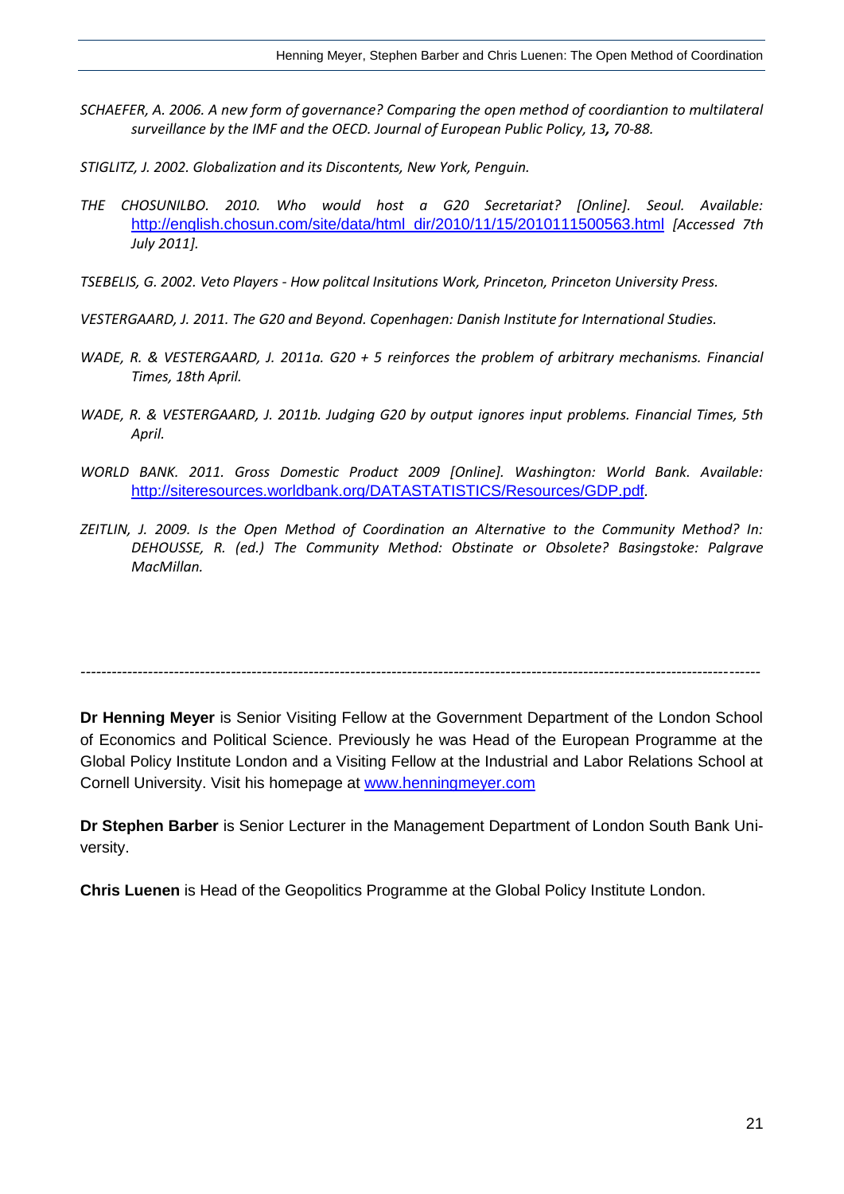*SCHAEFER, A. 2006. A new form of governance? Comparing the open method of coordiantion to multilateral surveillance by the IMF and the OECD. Journal of European Public Policy, 13, 70-88.*

*STIGLITZ, J. 2002. Globalization and its Discontents, New York, Penguin.*

*THE CHOSUNILBO. 2010. Who would host a G20 Secretariat? [Online]. Seoul. Available:* http://english.chosun.com/site/data/html_dir/2010/11/15/2010111500563.html *[Accessed 7th July 2011].*

*TSEBELIS, G. 2002. Veto Players - How politcal Insitutions Work, Princeton, Princeton University Press.*

*VESTERGAARD, J. 2011. The G20 and Beyond. Copenhagen: Danish Institute for International Studies.*

*WADE, R. & VESTERGAARD, J. 2011a. G20 + 5 reinforces the problem of arbitrary mechanisms. Financial Times, 18th April.*

*WADE, R. & VESTERGAARD, J. 2011b. Judging G20 by output ignores input problems. Financial Times, 5th April.*

*WORLD BANK. 2011. Gross Domestic Product 2009 [Online]. Washington: World Bank. Available:* http://siteresources.worldbank.org/DATASTATISTICS/Resources/GDP.pdf.

*ZEITLIN, J. 2009. Is the Open Method of Coordination an Alternative to the Community Method? In: DEHOUSSE, R. (ed.) The Community Method: Obstinate or Obsolete? Basingstoke: Palgrave MacMillan.*

---

**Dr Henning Meyer** is Senior Visiting Fellow at the Government Department of the London School of Economics and Political Science. Previously he was Head of the European Programme at the Global Policy Institute London and a Visiting Fellow at the Industrial and Labor Relations School at Cornell University. Visit his homepage at www.henningmeyer.com

**Dr Stephen Barber** is Senior Lecturer in the Management Department of London South Bank University.

**Chris Luenen** is Head of the Geopolitics Programme at the Global Policy Institute London.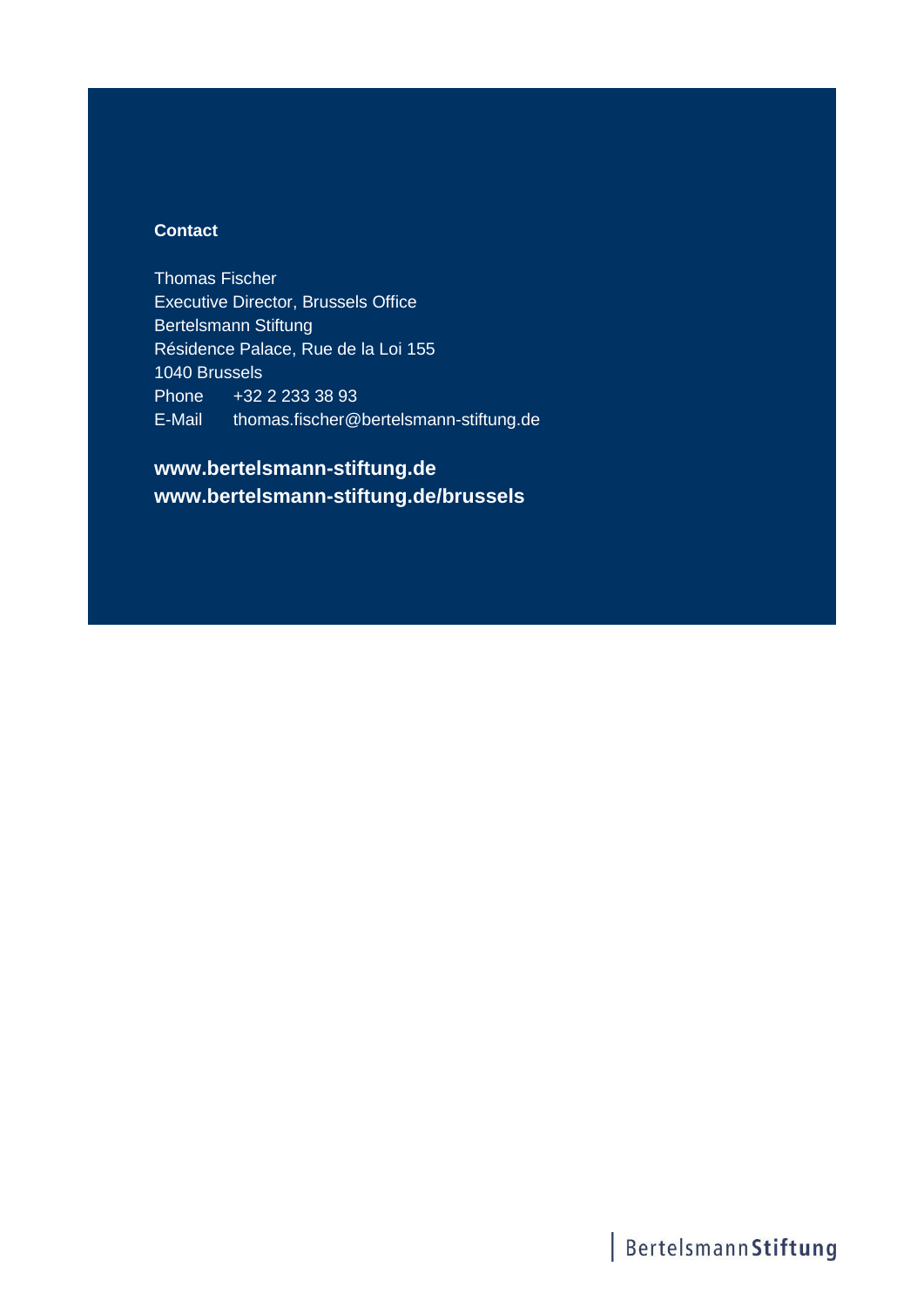**Contact**

Thomas Fischer
Executive Director, Brussels Office
Bertelsmann Stiftung
Résidence Palace, Rue de la Loi 155
1040 Brussels
Phone +32 2 233 38 93
E-Mail thomas.fischer@bertelsmann-stiftung.de

**www.bertelsmann-stiftung.de**
**www.bertelsmann-stiftung.de/brussels**

BertelsmannStiftung